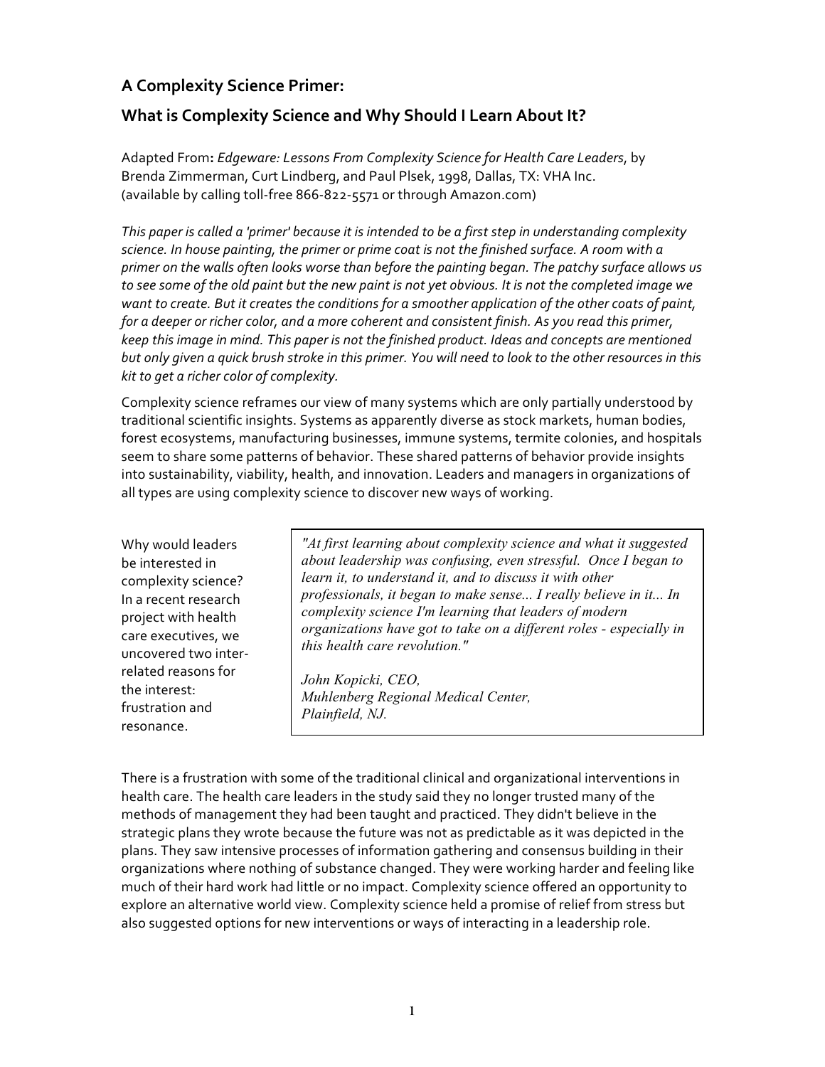## A Complexity Science Primer:

## What is Complexity Science and Why Should I Learn About It?

Adapted From**:** *Edgeware: Lessons From Complexity Science for Health Care Leaders*, by Brenda Zimmerman, Curt Lindberg, and Paul Plsek, 1998, Dallas, TX: VHA Inc. (available by calling toll-free 866-822-5571 or through Amazon.com)

*This paper is called a 'primer' because it is intended to be a first step in understanding complexity science. In house painting, the primer or prime coat is not the finished surface. A room with a primer on the walls often looks worse than before the painting began. The patchy surface allows us to see some of the old paint but the new paint is not yet obvious. It is not the completed image we want to create. But it creates the conditions for a smoother application of the other coats of paint, for a deeper or richer color, and a more coherent and consistent finish. As you read this primer, keep this image in mind. This paper is not the finished product. Ideas and concepts are mentioned but only given a quick brush stroke in this primer. You will need to look to the other resources in this kit to get a richer color of complexity.*

Complexity science reframes our view of many systems which are only partially understood by traditional scientific insights. Systems as apparently diverse as stock markets, human bodies, forest ecosystems, manufacturing businesses, immune systems, termite colonies, and hospitals seem to share some patterns of behavior. These shared patterns of behavior provide insights into sustainability, viability, health, and innovation. Leaders and managers in organizations of all types are using complexity science to discover new ways of working.

Why would leaders be interested in complexity science? In a recent research project with health care executives, we uncovered two inter-related reasons for the interest: frustration and resonance.

> *"At first learning about complexity science and what it suggested about leadership was confusing, even stressful. Once I began to learn it, to understand it, and to discuss it with other professionals, it began to make sense... I really believe in it... In complexity science I'm learning that leaders of modern organizations have got to take on a different roles - especially in this health care revolution."*
>
> *John Kopicki, CEO,*
> *Muhlenberg Regional Medical Center,*
> *Plainfield, NJ.*

There is a frustration with some of the traditional clinical and organizational interventions in health care. The health care leaders in the study said they no longer trusted many of the methods of management they had been taught and practiced. They didn't believe in the strategic plans they wrote because the future was not as predictable as it was depicted in the plans. They saw intensive processes of information gathering and consensus building in their organizations where nothing of substance changed. They were working harder and feeling like much of their hard work had little or no impact. Complexity science offered an opportunity to explore an alternative world view. Complexity science held a promise of relief from stress but also suggested options for new interventions or ways of interacting in a leadership role.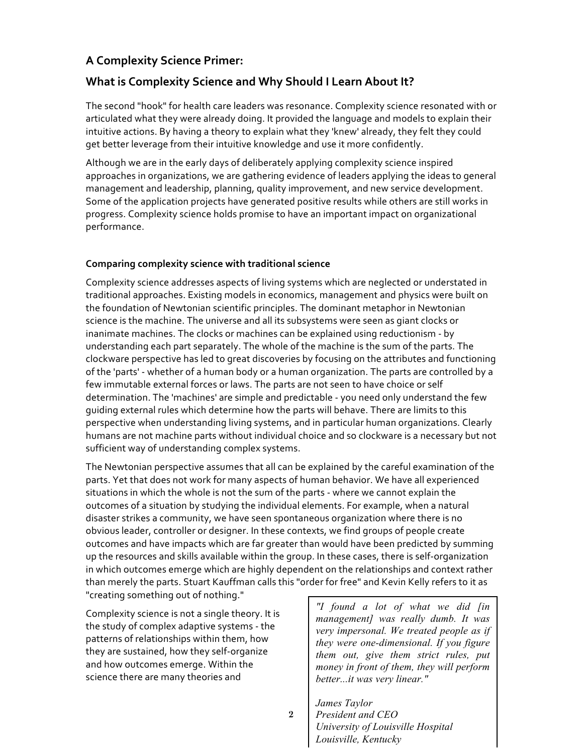## A Complexity Science Primer:

## What is Complexity Science and Why Should I Learn About It?

The second "hook" for health care leaders was resonance. Complexity science resonated with or articulated what they were already doing. It provided the language and models to explain their intuitive actions. By having a theory to explain what they 'knew' already, they felt they could get better leverage from their intuitive knowledge and use it more confidently.

Although we are in the early days of deliberately applying complexity science inspired approaches in organizations, we are gathering evidence of leaders applying the ideas to general management and leadership, planning, quality improvement, and new service development. Some of the application projects have generated positive results while others are still works in progress. Complexity science holds promise to have an important impact on organizational performance.

### Comparing complexity science with traditional science

Complexity science addresses aspects of living systems which are neglected or understated in traditional approaches. Existing models in economics, management and physics were built on the foundation of Newtonian scientific principles. The dominant metaphor in Newtonian science is the machine. The universe and all its subsystems were seen as giant clocks or inanimate machines. The clocks or machines can be explained using reductionism - by understanding each part separately. The whole of the machine is the sum of the parts. The clockware perspective has led to great discoveries by focusing on the attributes and functioning of the 'parts' - whether of a human body or a human organization. The parts are controlled by a few immutable external forces or laws. The parts are not seen to have choice or self determination. The 'machines' are simple and predictable - you need only understand the few guiding external rules which determine how the parts will behave. There are limits to this perspective when understanding living systems, and in particular human organizations. Clearly humans are not machine parts without individual choice and so clockware is a necessary but not sufficient way of understanding complex systems.

The Newtonian perspective assumes that all can be explained by the careful examination of the parts. Yet that does not work for many aspects of human behavior. We have all experienced situations in which the whole is not the sum of the parts - where we cannot explain the outcomes of a situation by studying the individual elements. For example, when a natural disaster strikes a community, we have seen spontaneous organization where there is no obvious leader, controller or designer. In these contexts, we find groups of people create outcomes and have impacts which are far greater than would have been predicted by summing up the resources and skills available within the group. In these cases, there is self-organization in which outcomes emerge which are highly dependent on the relationships and context rather than merely the parts. Stuart Kauffman calls this "order for free" and Kevin Kelly refers to it as "creating something out of nothing."

Complexity science is not a single theory. It is the study of complex adaptive systems - the patterns of relationships within them, how they are sustained, how they self-organize and how outcomes emerge. Within the science there are many theories and

> *"I found a lot of what we did [in management] was really dumb. It was very impersonal. We treated people as if they were one-dimensional. If you figure them out, give them strict rules, put money in front of them, they will perform better...it was very linear."*
>
> *James Taylor*
> *President and CEO*
> *University of Louisville Hospital*
> *Louisville, Kentucky*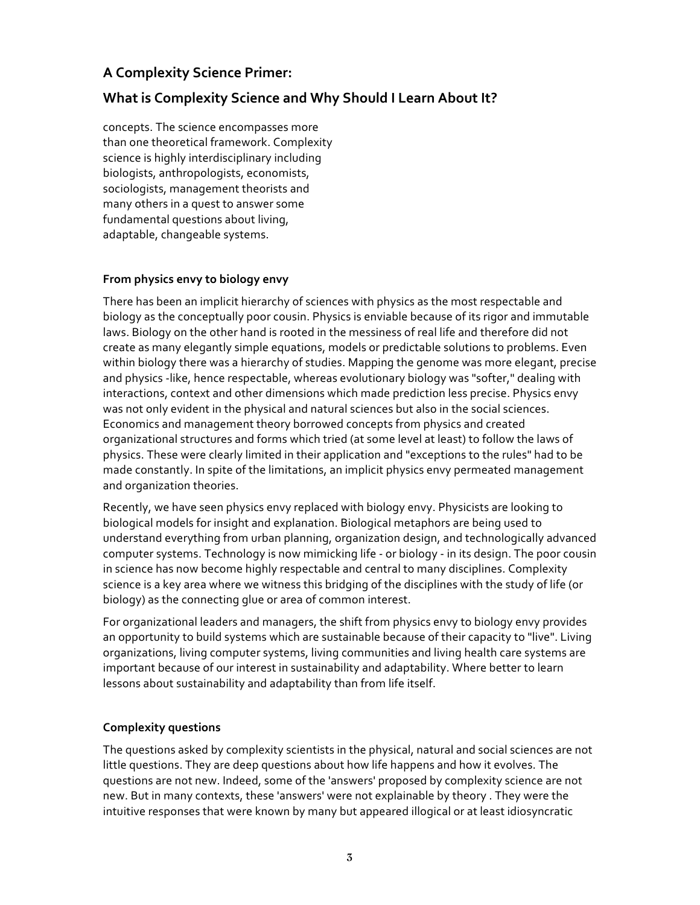concepts. The science encompasses more than one theoretical framework. Complexity science is highly interdisciplinary including biologists, anthropologists, economists, sociologists, management theorists and many others in a quest to answer some fundamental questions about living, adaptable, changeable systems.

### From physics envy to biology envy

There has been an implicit hierarchy of sciences with physics as the most respectable and biology as the conceptually poor cousin. Physics is enviable because of its rigor and immutable laws. Biology on the other hand is rooted in the messiness of real life and therefore did not create as many elegantly simple equations, models or predictable solutions to problems. Even within biology there was a hierarchy of studies. Mapping the genome was more elegant, precise and physics -like, hence respectable, whereas evolutionary biology was "softer," dealing with interactions, context and other dimensions which made prediction less precise. Physics envy was not only evident in the physical and natural sciences but also in the social sciences. Economics and management theory borrowed concepts from physics and created organizational structures and forms which tried (at some level at least) to follow the laws of physics. These were clearly limited in their application and "exceptions to the rules" had to be made constantly. In spite of the limitations, an implicit physics envy permeated management and organization theories.

Recently, we have seen physics envy replaced with biology envy. Physicists are looking to biological models for insight and explanation. Biological metaphors are being used to understand everything from urban planning, organization design, and technologically advanced computer systems. Technology is now mimicking life - or biology - in its design. The poor cousin in science has now become highly respectable and central to many disciplines. Complexity science is a key area where we witness this bridging of the disciplines with the study of life (or biology) as the connecting glue or area of common interest.

For organizational leaders and managers, the shift from physics envy to biology envy provides an opportunity to build systems which are sustainable because of their capacity to "live". Living organizations, living computer systems, living communities and living health care systems are important because of our interest in sustainability and adaptability. Where better to learn lessons about sustainability and adaptability than from life itself.

### Complexity questions

The questions asked by complexity scientists in the physical, natural and social sciences are not little questions. They are deep questions about how life happens and how it evolves. The questions are not new. Indeed, some of the 'answers' proposed by complexity science are not new. But in many contexts, these 'answers' were not explainable by theory . They were the intuitive responses that were known by many but appeared illogical or at least idiosyncratic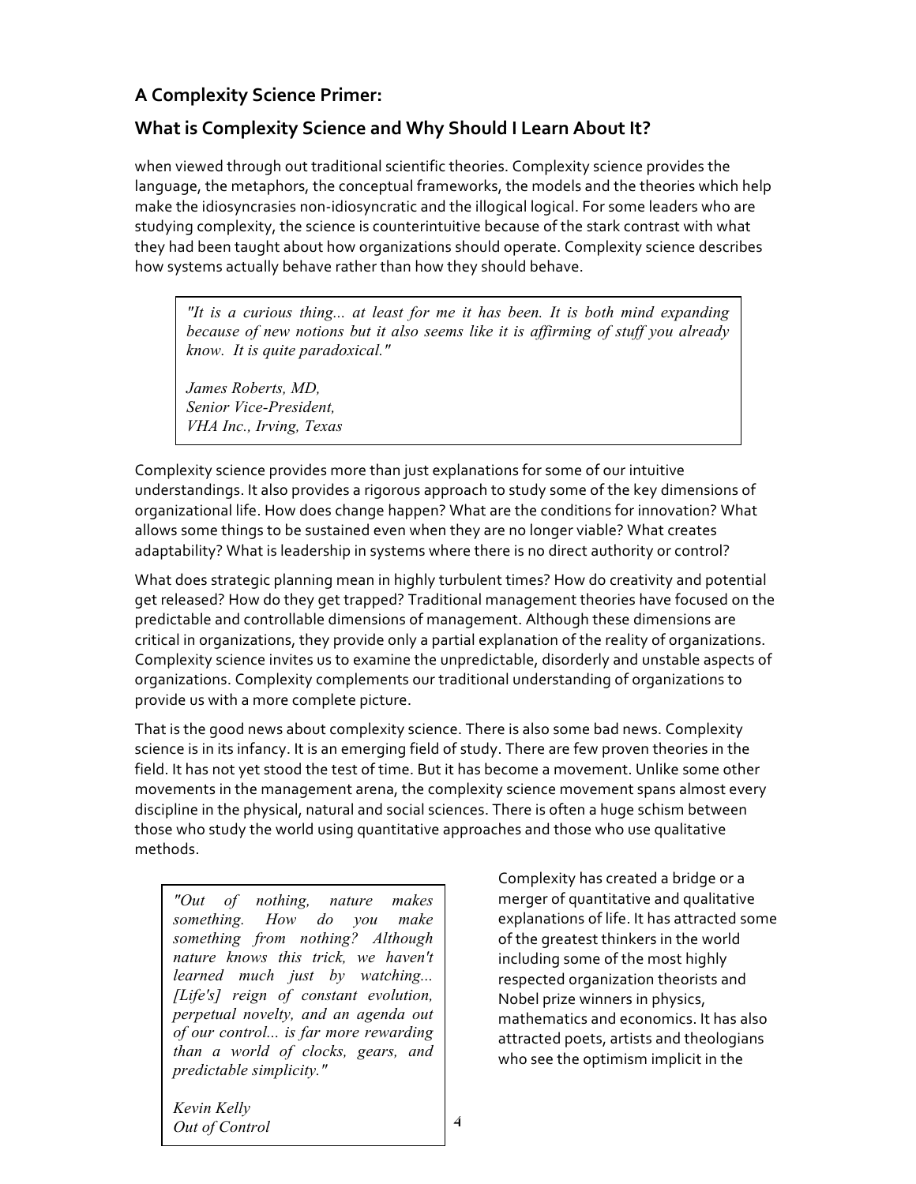## A Complexity Science Primer:

## What is Complexity Science and Why Should I Learn About It?

when viewed through out traditional scientific theories. Complexity science provides the language, the metaphors, the conceptual frameworks, the models and the theories which help make the idiosyncrasies non-idiosyncratic and the illogical logical. For some leaders who are studying complexity, the science is counterintuitive because of the stark contrast with what they had been taught about how organizations should operate. Complexity science describes how systems actually behave rather than how they should behave.

> *"It is a curious thing... at least for me it has been. It is both mind expanding because of new notions but it also seems like it is affirming of stuff you already know. It is quite paradoxical."*
>
> *James Roberts, MD,*
> *Senior Vice-President,*
> *VHA Inc., Irving, Texas*

Complexity science provides more than just explanations for some of our intuitive understandings. It also provides a rigorous approach to study some of the key dimensions of organizational life. How does change happen? What are the conditions for innovation? What allows some things to be sustained even when they are no longer viable? What creates adaptability? What is leadership in systems where there is no direct authority or control?

What does strategic planning mean in highly turbulent times? How do creativity and potential get released? How do they get trapped? Traditional management theories have focused on the predictable and controllable dimensions of management. Although these dimensions are critical in organizations, they provide only a partial explanation of the reality of organizations. Complexity science invites us to examine the unpredictable, disorderly and unstable aspects of organizations. Complexity complements our traditional understanding of organizations to provide us with a more complete picture.

That is the good news about complexity science. There is also some bad news. Complexity science is in its infancy. It is an emerging field of study. There are few proven theories in the field. It has not yet stood the test of time. But it has become a movement. Unlike some other movements in the management arena, the complexity science movement spans almost every discipline in the physical, natural and social sciences. There is often a huge schism between those who study the world using quantitative approaches and those who use qualitative methods.

> *"Out of nothing, nature makes something. How do you make something from nothing? Although nature knows this trick, we haven't learned much just by watching... [Life's] reign of constant evolution, perpetual novelty, and an agenda out of our control... is far more rewarding than a world of clocks, gears, and predictable simplicity."*
>
> *Kevin Kelly*
> *Out of Control*

Complexity has created a bridge or a merger of quantitative and qualitative explanations of life. It has attracted some of the greatest thinkers in the world including some of the most highly respected organization theorists and Nobel prize winners in physics, mathematics and economics. It has also attracted poets, artists and theologians who see the optimism implicit in the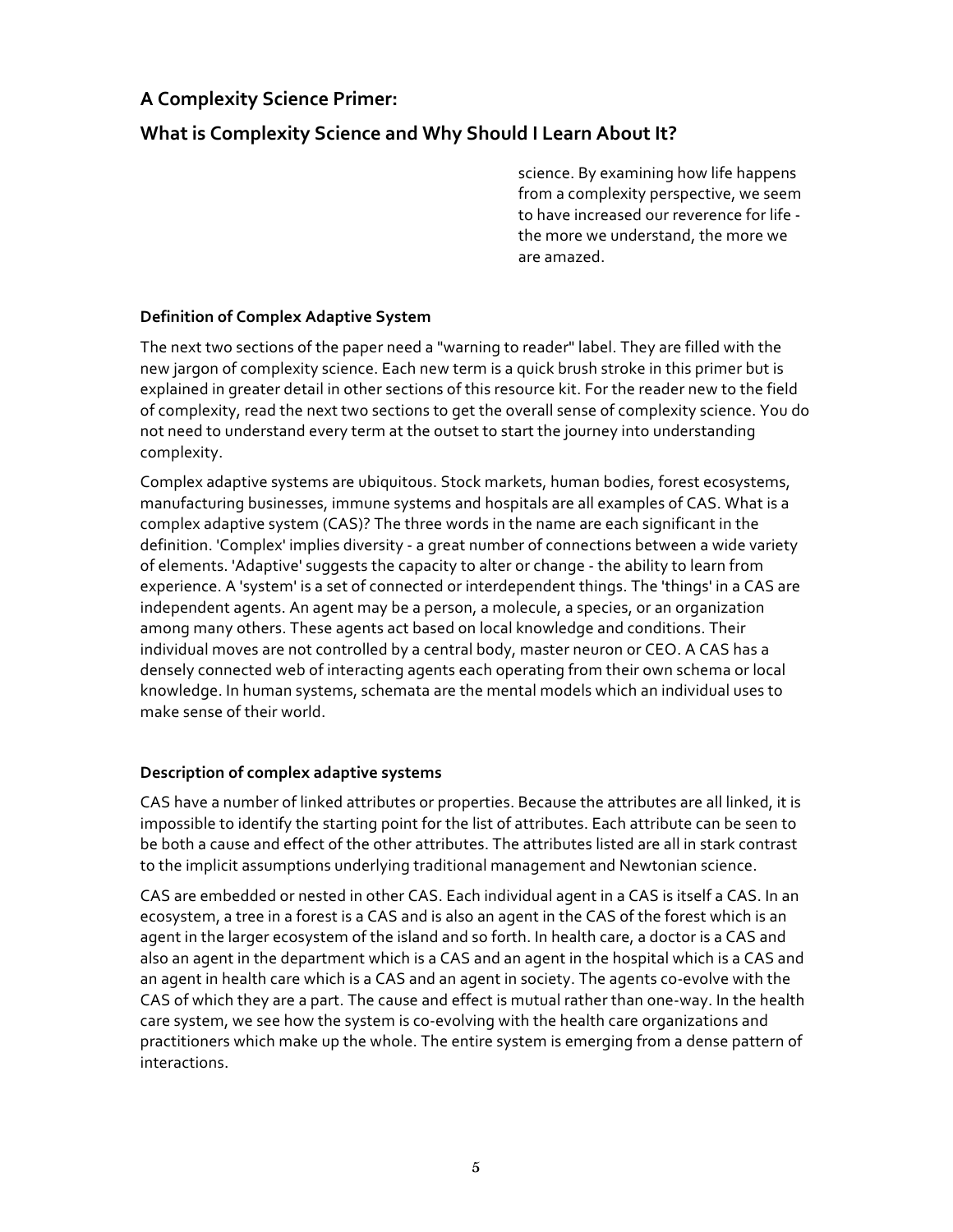## A Complexity Science Primer:

## What is Complexity Science and Why Should I Learn About It?

science. By examining how life happens from a complexity perspective, we seem to have increased our reverence for life - the more we understand, the more we are amazed.

#### Definition of Complex Adaptive System

The next two sections of the paper need a "warning to reader" label. They are filled with the new jargon of complexity science. Each new term is a quick brush stroke in this primer but is explained in greater detail in other sections of this resource kit. For the reader new to the field of complexity, read the next two sections to get the overall sense of complexity science. You do not need to understand every term at the outset to start the journey into understanding complexity.

Complex adaptive systems are ubiquitous. Stock markets, human bodies, forest ecosystems, manufacturing businesses, immune systems and hospitals are all examples of CAS. What is a complex adaptive system (CAS)? The three words in the name are each significant in the definition. 'Complex' implies diversity - a great number of connections between a wide variety of elements. 'Adaptive' suggests the capacity to alter or change - the ability to learn from experience. A 'system' is a set of connected or interdependent things. The 'things' in a CAS are independent agents. An agent may be a person, a molecule, a species, or an organization among many others. These agents act based on local knowledge and conditions. Their individual moves are not controlled by a central body, master neuron or CEO. A CAS has a densely connected web of interacting agents each operating from their own schema or local knowledge. In human systems, schemata are the mental models which an individual uses to make sense of their world.

#### Description of complex adaptive systems

CAS have a number of linked attributes or properties. Because the attributes are all linked, it is impossible to identify the starting point for the list of attributes. Each attribute can be seen to be both a cause and effect of the other attributes. The attributes listed are all in stark contrast to the implicit assumptions underlying traditional management and Newtonian science.

CAS are embedded or nested in other CAS. Each individual agent in a CAS is itself a CAS. In an ecosystem, a tree in a forest is a CAS and is also an agent in the CAS of the forest which is an agent in the larger ecosystem of the island and so forth. In health care, a doctor is a CAS and also an agent in the department which is a CAS and an agent in the hospital which is a CAS and an agent in health care which is a CAS and an agent in society. The agents co-evolve with the CAS of which they are a part. The cause and effect is mutual rather than one-way. In the health care system, we see how the system is co-evolving with the health care organizations and practitioners which make up the whole. The entire system is emerging from a dense pattern of interactions.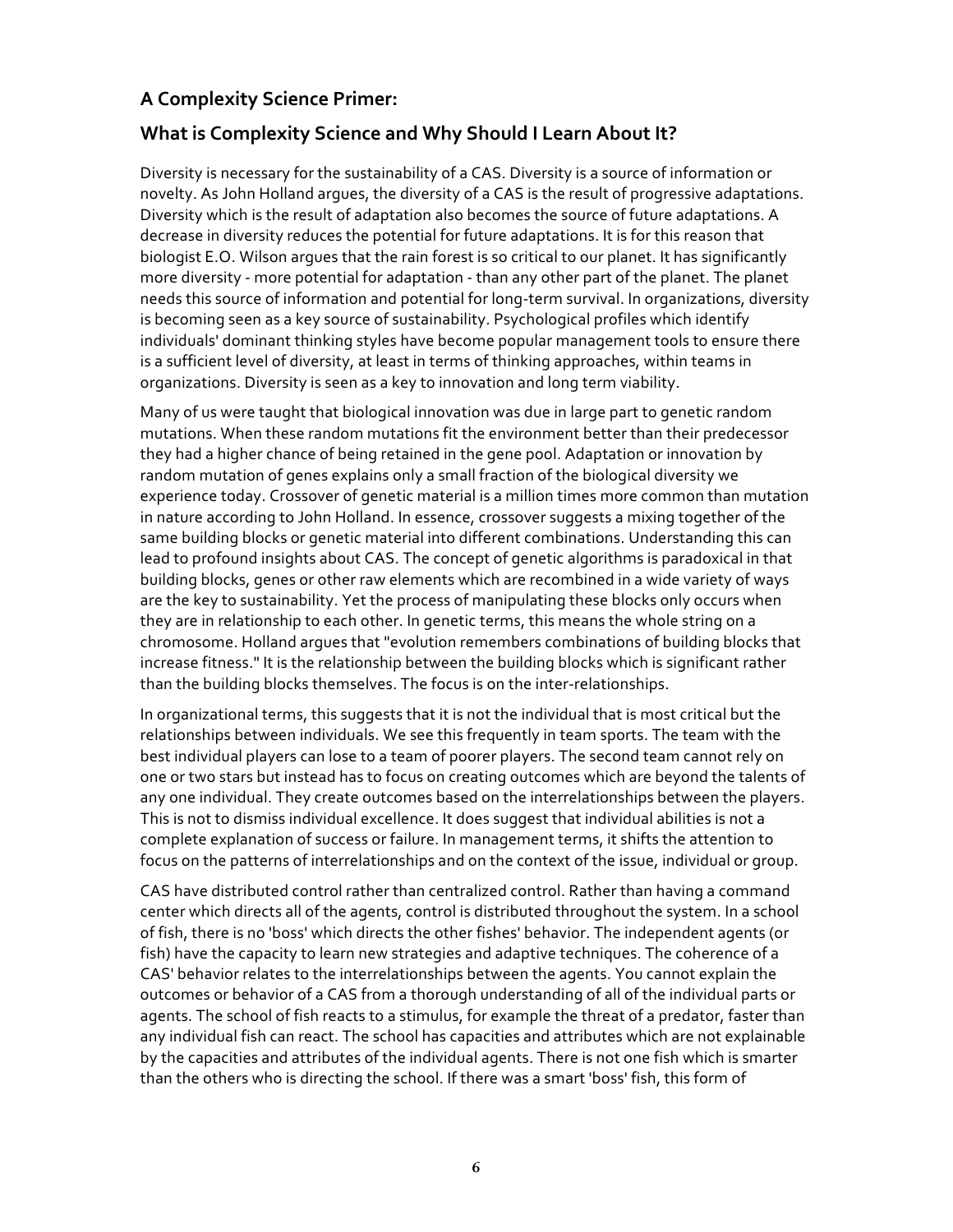## A Complexity Science Primer:

## What is Complexity Science and Why Should I Learn About It?

Diversity is necessary for the sustainability of a CAS. Diversity is a source of information or novelty. As John Holland argues, the diversity of a CAS is the result of progressive adaptations. Diversity which is the result of adaptation also becomes the source of future adaptations. A decrease in diversity reduces the potential for future adaptations. It is for this reason that biologist E.O. Wilson argues that the rain forest is so critical to our planet. It has significantly more diversity - more potential for adaptation - than any other part of the planet. The planet needs this source of information and potential for long-term survival. In organizations, diversity is becoming seen as a key source of sustainability. Psychological profiles which identify individuals' dominant thinking styles have become popular management tools to ensure there is a sufficient level of diversity, at least in terms of thinking approaches, within teams in organizations. Diversity is seen as a key to innovation and long term viability.

Many of us were taught that biological innovation was due in large part to genetic random mutations. When these random mutations fit the environment better than their predecessor they had a higher chance of being retained in the gene pool. Adaptation or innovation by random mutation of genes explains only a small fraction of the biological diversity we experience today. Crossover of genetic material is a million times more common than mutation in nature according to John Holland. In essence, crossover suggests a mixing together of the same building blocks or genetic material into different combinations. Understanding this can lead to profound insights about CAS. The concept of genetic algorithms is paradoxical in that building blocks, genes or other raw elements which are recombined in a wide variety of ways are the key to sustainability. Yet the process of manipulating these blocks only occurs when they are in relationship to each other. In genetic terms, this means the whole string on a chromosome. Holland argues that "evolution remembers combinations of building blocks that increase fitness." It is the relationship between the building blocks which is significant rather than the building blocks themselves. The focus is on the inter-relationships.

In organizational terms, this suggests that it is not the individual that is most critical but the relationships between individuals. We see this frequently in team sports. The team with the best individual players can lose to a team of poorer players. The second team cannot rely on one or two stars but instead has to focus on creating outcomes which are beyond the talents of any one individual. They create outcomes based on the interrelationships between the players. This is not to dismiss individual excellence. It does suggest that individual abilities is not a complete explanation of success or failure. In management terms, it shifts the attention to focus on the patterns of interrelationships and on the context of the issue, individual or group.

CAS have distributed control rather than centralized control. Rather than having a command center which directs all of the agents, control is distributed throughout the system. In a school of fish, there is no 'boss' which directs the other fishes' behavior. The independent agents (or fish) have the capacity to learn new strategies and adaptive techniques. The coherence of a CAS' behavior relates to the interrelationships between the agents. You cannot explain the outcomes or behavior of a CAS from a thorough understanding of all of the individual parts or agents. The school of fish reacts to a stimulus, for example the threat of a predator, faster than any individual fish can react. The school has capacities and attributes which are not explainable by the capacities and attributes of the individual agents. There is not one fish which is smarter than the others who is directing the school. If there was a smart 'boss' fish, this form of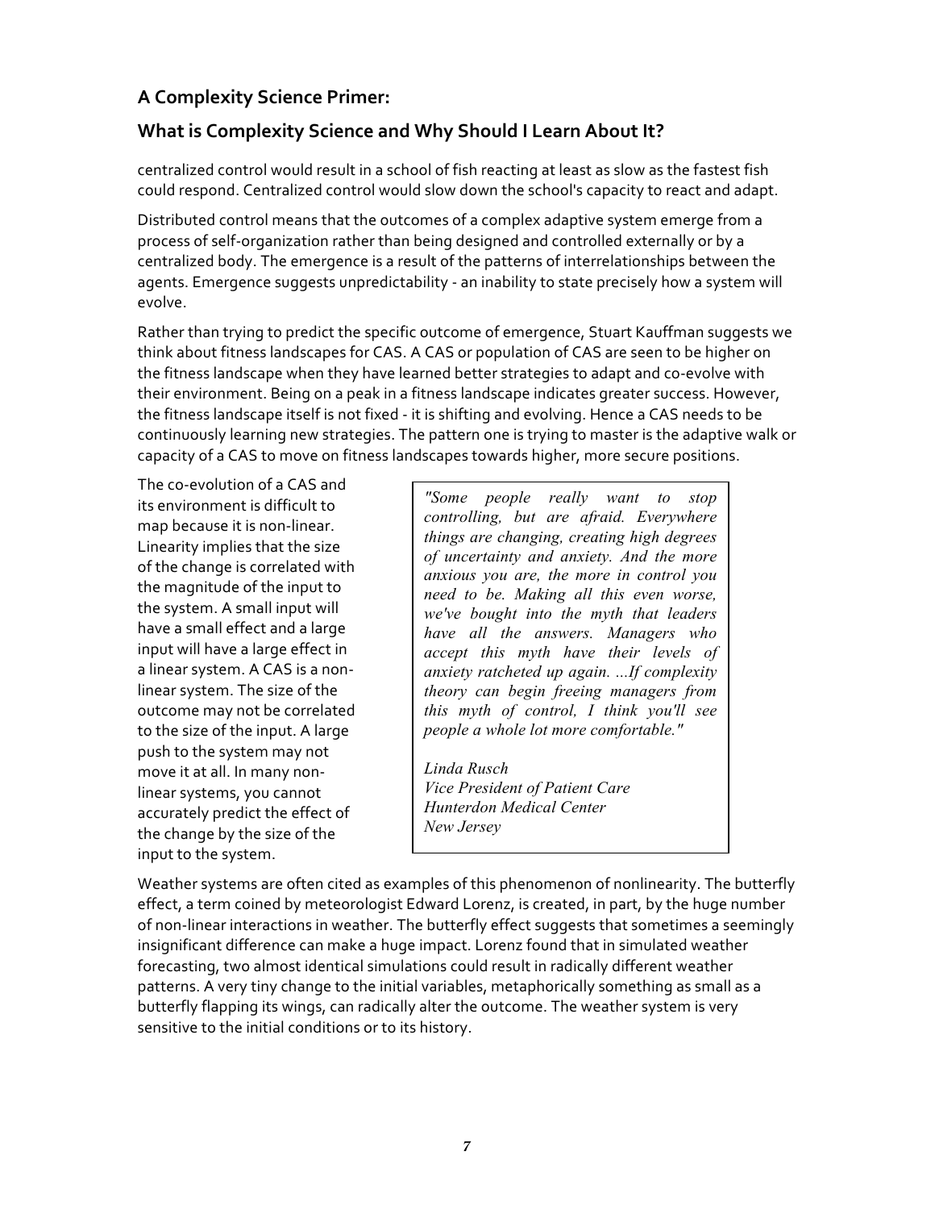centralized control would result in a school of fish reacting at least as slow as the fastest fish could respond. Centralized control would slow down the school's capacity to react and adapt.

Distributed control means that the outcomes of a complex adaptive system emerge from a process of self-organization rather than being designed and controlled externally or by a centralized body. The emergence is a result of the patterns of interrelationships between the agents. Emergence suggests unpredictability - an inability to state precisely how a system will evolve.

Rather than trying to predict the specific outcome of emergence, Stuart Kauffman suggests we think about fitness landscapes for CAS. A CAS or population of CAS are seen to be higher on the fitness landscape when they have learned better strategies to adapt and co-evolve with their environment. Being on a peak in a fitness landscape indicates greater success. However, the fitness landscape itself is not fixed - it is shifting and evolving. Hence a CAS needs to be continuously learning new strategies. The pattern one is trying to master is the adaptive walk or capacity of a CAS to move on fitness landscapes towards higher, more secure positions.

The co-evolution of a CAS and its environment is difficult to map because it is non-linear. Linearity implies that the size of the change is correlated with the magnitude of the input to the system. A small input will have a small effect and a large input will have a large effect in a linear system. A CAS is a non-linear system. The size of the outcome may not be correlated to the size of the input. A large push to the system may not move it at all. In many non-linear systems, you cannot accurately predict the effect of the change by the size of the input to the system.

> *"Some people really want to stop controlling, but are afraid. Everywhere things are changing, creating high degrees of uncertainty and anxiety. And the more anxious you are, the more in control you need to be. Making all this even worse, we've bought into the myth that leaders have all the answers. Managers who accept this myth have their levels of anxiety ratcheted up again. ...If complexity theory can begin freeing managers from this myth of control, I think you'll see people a whole lot more comfortable."*
>
> *Linda Rusch*
> *Vice President of Patient Care*
> *Hunterdon Medical Center*
> *New Jersey*

Weather systems are often cited as examples of this phenomenon of nonlinearity. The butterfly effect, a term coined by meteorologist Edward Lorenz, is created, in part, by the huge number of non-linear interactions in weather. The butterfly effect suggests that sometimes a seemingly insignificant difference can make a huge impact. Lorenz found that in simulated weather forecasting, two almost identical simulations could result in radically different weather patterns. A very tiny change to the initial variables, metaphorically something as small as a butterfly flapping its wings, can radically alter the outcome. The weather system is very sensitive to the initial conditions or to its history.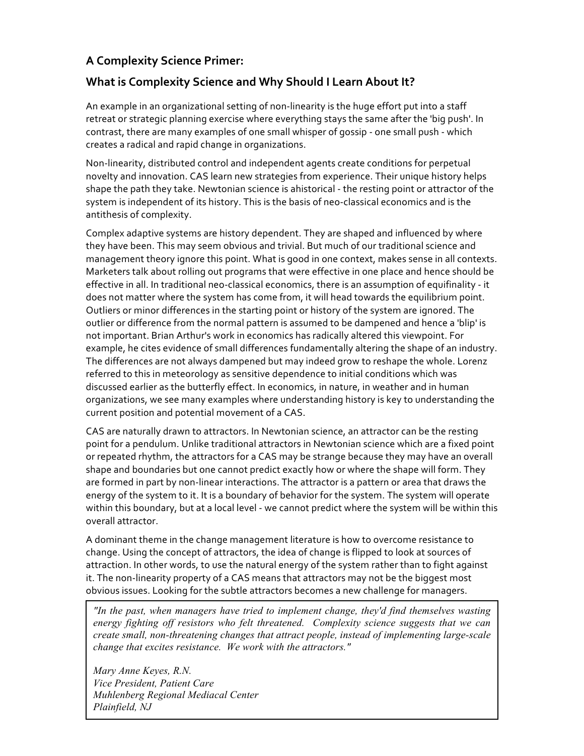## A Complexity Science Primer:

## What is Complexity Science and Why Should I Learn About It?

An example in an organizational setting of non-linearity is the huge effort put into a staff retreat or strategic planning exercise where everything stays the same after the 'big push'. In contrast, there are many examples of one small whisper of gossip - one small push - which creates a radical and rapid change in organizations.

Non-linearity, distributed control and independent agents create conditions for perpetual novelty and innovation. CAS learn new strategies from experience. Their unique history helps shape the path they take. Newtonian science is ahistorical - the resting point or attractor of the system is independent of its history. This is the basis of neo-classical economics and is the antithesis of complexity.

Complex adaptive systems are history dependent. They are shaped and influenced by where they have been. This may seem obvious and trivial. But much of our traditional science and management theory ignore this point. What is good in one context, makes sense in all contexts. Marketers talk about rolling out programs that were effective in one place and hence should be effective in all. In traditional neo-classical economics, there is an assumption of equifinality - it does not matter where the system has come from, it will head towards the equilibrium point. Outliers or minor differences in the starting point or history of the system are ignored. The outlier or difference from the normal pattern is assumed to be dampened and hence a 'blip' is not important. Brian Arthur's work in economics has radically altered this viewpoint. For example, he cites evidence of small differences fundamentally altering the shape of an industry. The differences are not always dampened but may indeed grow to reshape the whole. Lorenz referred to this in meteorology as sensitive dependence to initial conditions which was discussed earlier as the butterfly effect. In economics, in nature, in weather and in human organizations, we see many examples where understanding history is key to understanding the current position and potential movement of a CAS.

CAS are naturally drawn to attractors. In Newtonian science, an attractor can be the resting point for a pendulum. Unlike traditional attractors in Newtonian science which are a fixed point or repeated rhythm, the attractors for a CAS may be strange because they may have an overall shape and boundaries but one cannot predict exactly how or where the shape will form. They are formed in part by non-linear interactions. The attractor is a pattern or area that draws the energy of the system to it. It is a boundary of behavior for the system. The system will operate within this boundary, but at a local level - we cannot predict where the system will be within this overall attractor.

A dominant theme in the change management literature is how to overcome resistance to change. Using the concept of attractors, the idea of change is flipped to look at sources of attraction. In other words, to use the natural energy of the system rather than to fight against it. The non-linearity property of a CAS means that attractors may not be the biggest most obvious issues. Looking for the subtle attractors becomes a new challenge for managers.

> *"In the past, when managers have tried to implement change, they'd find themselves wasting energy fighting off resistors who felt threatened. Complexity science suggests that we can create small, non-threatening changes that attract people, instead of implementing large-scale change that excites resistance. We work with the attractors."*
>
> *Mary Anne Keyes, R.N.*
> *Vice President, Patient Care*
> *Muhlenberg Regional Mediacal Center*
> *Plainfield, NJ*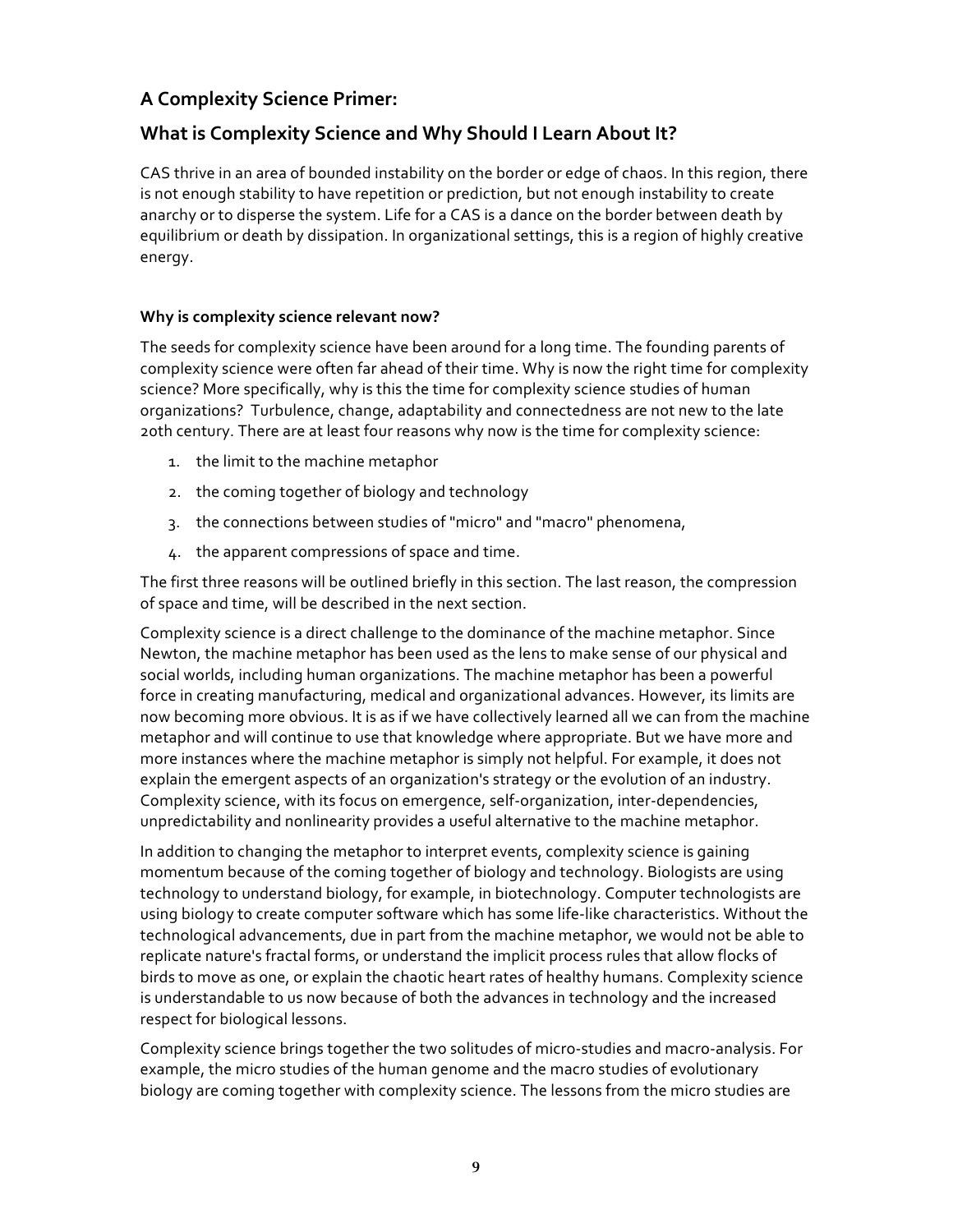## A Complexity Science Primer:

## What is Complexity Science and Why Should I Learn About It?

CAS thrive in an area of bounded instability on the border or edge of chaos. In this region, there is not enough stability to have repetition or prediction, but not enough instability to create anarchy or to disperse the system. Life for a CAS is a dance on the border between death by equilibrium or death by dissipation. In organizational settings, this is a region of highly creative energy.

#### Why is complexity science relevant now?

The seeds for complexity science have been around for a long time. The founding parents of complexity science were often far ahead of their time. Why is now the right time for complexity science? More specifically, why is this the time for complexity science studies of human organizations? Turbulence, change, adaptability and connectedness are not new to the late 20th century. There are at least four reasons why now is the time for complexity science:

1. the limit to the machine metaphor
2. the coming together of biology and technology
3. the connections between studies of "micro" and "macro" phenomena,
4. the apparent compressions of space and time.

The first three reasons will be outlined briefly in this section. The last reason, the compression of space and time, will be described in the next section.

Complexity science is a direct challenge to the dominance of the machine metaphor. Since Newton, the machine metaphor has been used as the lens to make sense of our physical and social worlds, including human organizations. The machine metaphor has been a powerful force in creating manufacturing, medical and organizational advances. However, its limits are now becoming more obvious. It is as if we have collectively learned all we can from the machine metaphor and will continue to use that knowledge where appropriate. But we have more and more instances where the machine metaphor is simply not helpful. For example, it does not explain the emergent aspects of an organization's strategy or the evolution of an industry. Complexity science, with its focus on emergence, self-organization, inter-dependencies, unpredictability and nonlinearity provides a useful alternative to the machine metaphor.

In addition to changing the metaphor to interpret events, complexity science is gaining momentum because of the coming together of biology and technology. Biologists are using technology to understand biology, for example, in biotechnology. Computer technologists are using biology to create computer software which has some life-like characteristics. Without the technological advancements, due in part from the machine metaphor, we would not be able to replicate nature's fractal forms, or understand the implicit process rules that allow flocks of birds to move as one, or explain the chaotic heart rates of healthy humans. Complexity science is understandable to us now because of both the advances in technology and the increased respect for biological lessons.

Complexity science brings together the two solitudes of micro-studies and macro-analysis. For example, the micro studies of the human genome and the macro studies of evolutionary biology are coming together with complexity science. The lessons from the micro studies are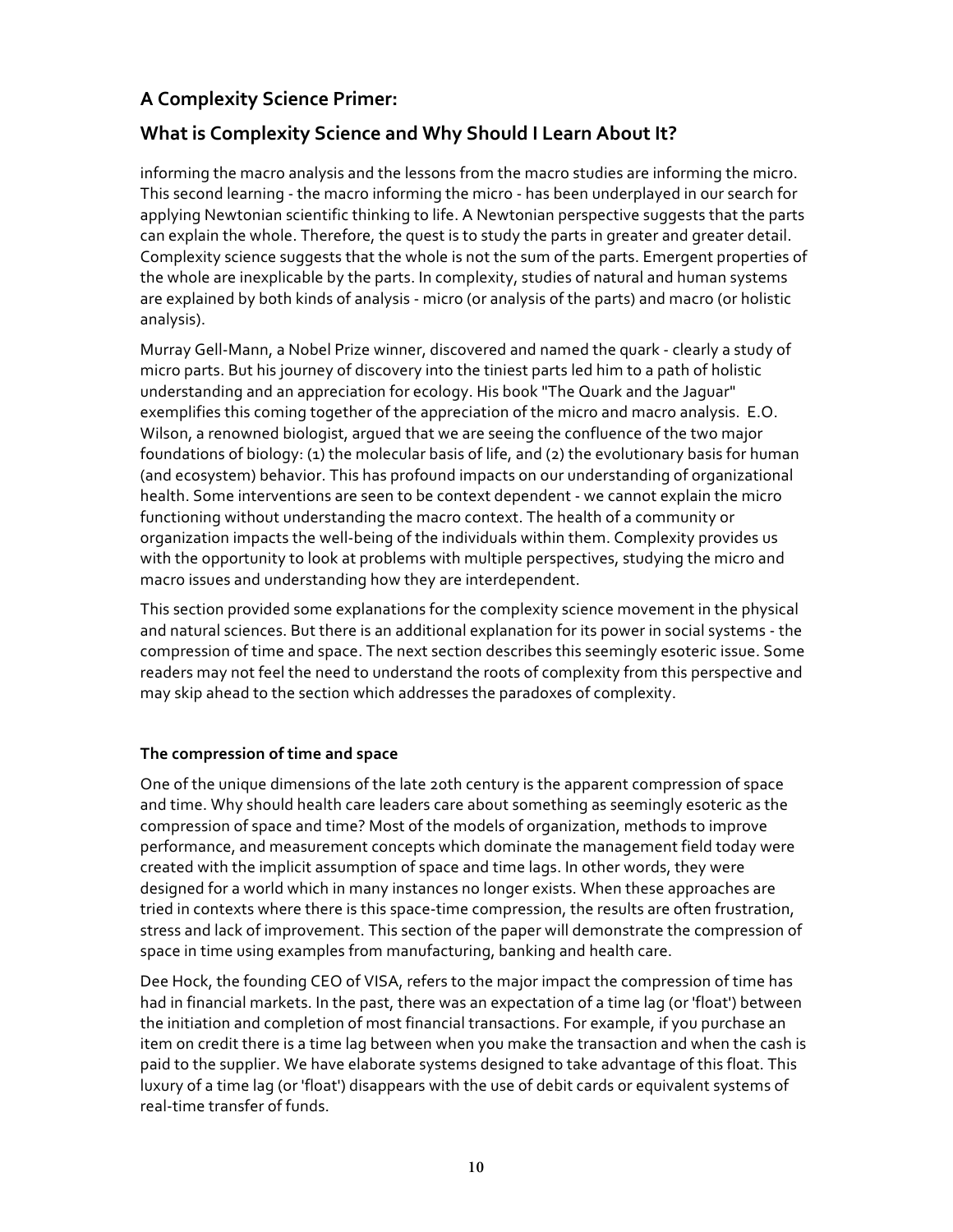informing the macro analysis and the lessons from the macro studies are informing the micro. This second learning - the macro informing the micro - has been underplayed in our search for applying Newtonian scientific thinking to life. A Newtonian perspective suggests that the parts can explain the whole. Therefore, the quest is to study the parts in greater and greater detail. Complexity science suggests that the whole is not the sum of the parts. Emergent properties of the whole are inexplicable by the parts. In complexity, studies of natural and human systems are explained by both kinds of analysis - micro (or analysis of the parts) and macro (or holistic analysis).

Murray Gell-Mann, a Nobel Prize winner, discovered and named the quark - clearly a study of micro parts. But his journey of discovery into the tiniest parts led him to a path of holistic understanding and an appreciation for ecology. His book "The Quark and the Jaguar" exemplifies this coming together of the appreciation of the micro and macro analysis. E.O. Wilson, a renowned biologist, argued that we are seeing the confluence of the two major foundations of biology: (1) the molecular basis of life, and (2) the evolutionary basis for human (and ecosystem) behavior. This has profound impacts on our understanding of organizational health. Some interventions are seen to be context dependent - we cannot explain the micro functioning without understanding the macro context. The health of a community or organization impacts the well-being of the individuals within them. Complexity provides us with the opportunity to look at problems with multiple perspectives, studying the micro and macro issues and understanding how they are interdependent.

This section provided some explanations for the complexity science movement in the physical and natural sciences. But there is an additional explanation for its power in social systems - the compression of time and space. The next section describes this seemingly esoteric issue. Some readers may not feel the need to understand the roots of complexity from this perspective and may skip ahead to the section which addresses the paradoxes of complexity.

### The compression of time and space

One of the unique dimensions of the late 20th century is the apparent compression of space and time. Why should health care leaders care about something as seemingly esoteric as the compression of space and time? Most of the models of organization, methods to improve performance, and measurement concepts which dominate the management field today were created with the implicit assumption of space and time lags. In other words, they were designed for a world which in many instances no longer exists. When these approaches are tried in contexts where there is this space-time compression, the results are often frustration, stress and lack of improvement. This section of the paper will demonstrate the compression of space in time using examples from manufacturing, banking and health care.

Dee Hock, the founding CEO of VISA, refers to the major impact the compression of time has had in financial markets. In the past, there was an expectation of a time lag (or 'float') between the initiation and completion of most financial transactions. For example, if you purchase an item on credit there is a time lag between when you make the transaction and when the cash is paid to the supplier. We have elaborate systems designed to take advantage of this float. This luxury of a time lag (or 'float') disappears with the use of debit cards or equivalent systems of real-time transfer of funds.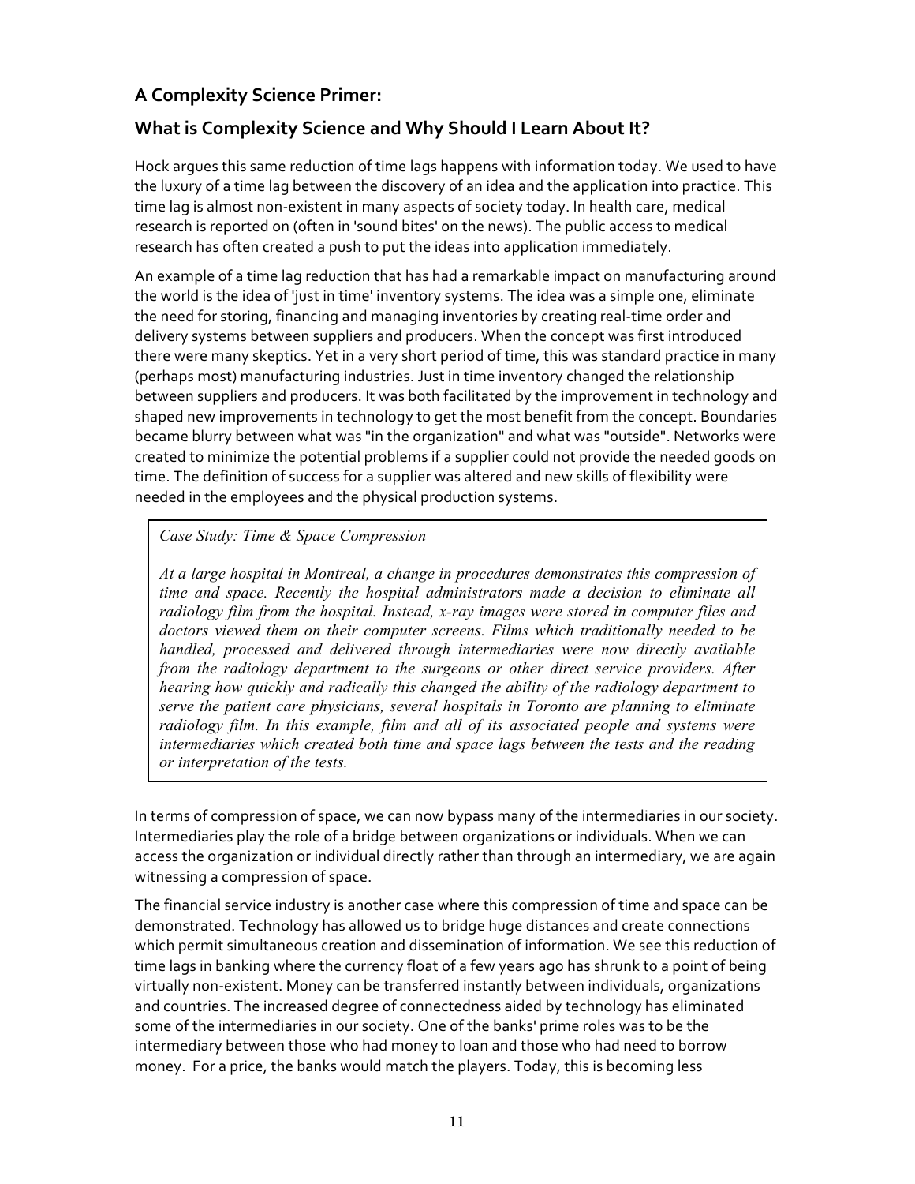## A Complexity Science Primer:

## What is Complexity Science and Why Should I Learn About It?

Hock argues this same reduction of time lags happens with information today. We used to have the luxury of a time lag between the discovery of an idea and the application into practice. This time lag is almost non-existent in many aspects of society today. In health care, medical research is reported on (often in 'sound bites' on the news). The public access to medical research has often created a push to put the ideas into application immediately.

An example of a time lag reduction that has had a remarkable impact on manufacturing around the world is the idea of 'just in time' inventory systems. The idea was a simple one, eliminate the need for storing, financing and managing inventories by creating real-time order and delivery systems between suppliers and producers. When the concept was first introduced there were many skeptics. Yet in a very short period of time, this was standard practice in many (perhaps most) manufacturing industries. Just in time inventory changed the relationship between suppliers and producers. It was both facilitated by the improvement in technology and shaped new improvements in technology to get the most benefit from the concept. Boundaries became blurry between what was "in the organization" and what was "outside". Networks were created to minimize the potential problems if a supplier could not provide the needed goods on time. The definition of success for a supplier was altered and new skills of flexibility were needed in the employees and the physical production systems.

> *Case Study: Time & Space Compression*
>
> *At a large hospital in Montreal, a change in procedures demonstrates this compression of time and space. Recently the hospital administrators made a decision to eliminate all radiology film from the hospital. Instead, x-ray images were stored in computer files and doctors viewed them on their computer screens. Films which traditionally needed to be handled, processed and delivered through intermediaries were now directly available from the radiology department to the surgeons or other direct service providers. After hearing how quickly and radically this changed the ability of the radiology department to serve the patient care physicians, several hospitals in Toronto are planning to eliminate radiology film. In this example, film and all of its associated people and systems were intermediaries which created both time and space lags between the tests and the reading or interpretation of the tests.*

In terms of compression of space, we can now bypass many of the intermediaries in our society. Intermediaries play the role of a bridge between organizations or individuals. When we can access the organization or individual directly rather than through an intermediary, we are again witnessing a compression of space.

The financial service industry is another case where this compression of time and space can be demonstrated. Technology has allowed us to bridge huge distances and create connections which permit simultaneous creation and dissemination of information. We see this reduction of time lags in banking where the currency float of a few years ago has shrunk to a point of being virtually non-existent. Money can be transferred instantly between individuals, organizations and countries. The increased degree of connectedness aided by technology has eliminated some of the intermediaries in our society. One of the banks' prime roles was to be the intermediary between those who had money to loan and those who had need to borrow money. For a price, the banks would match the players. Today, this is becoming less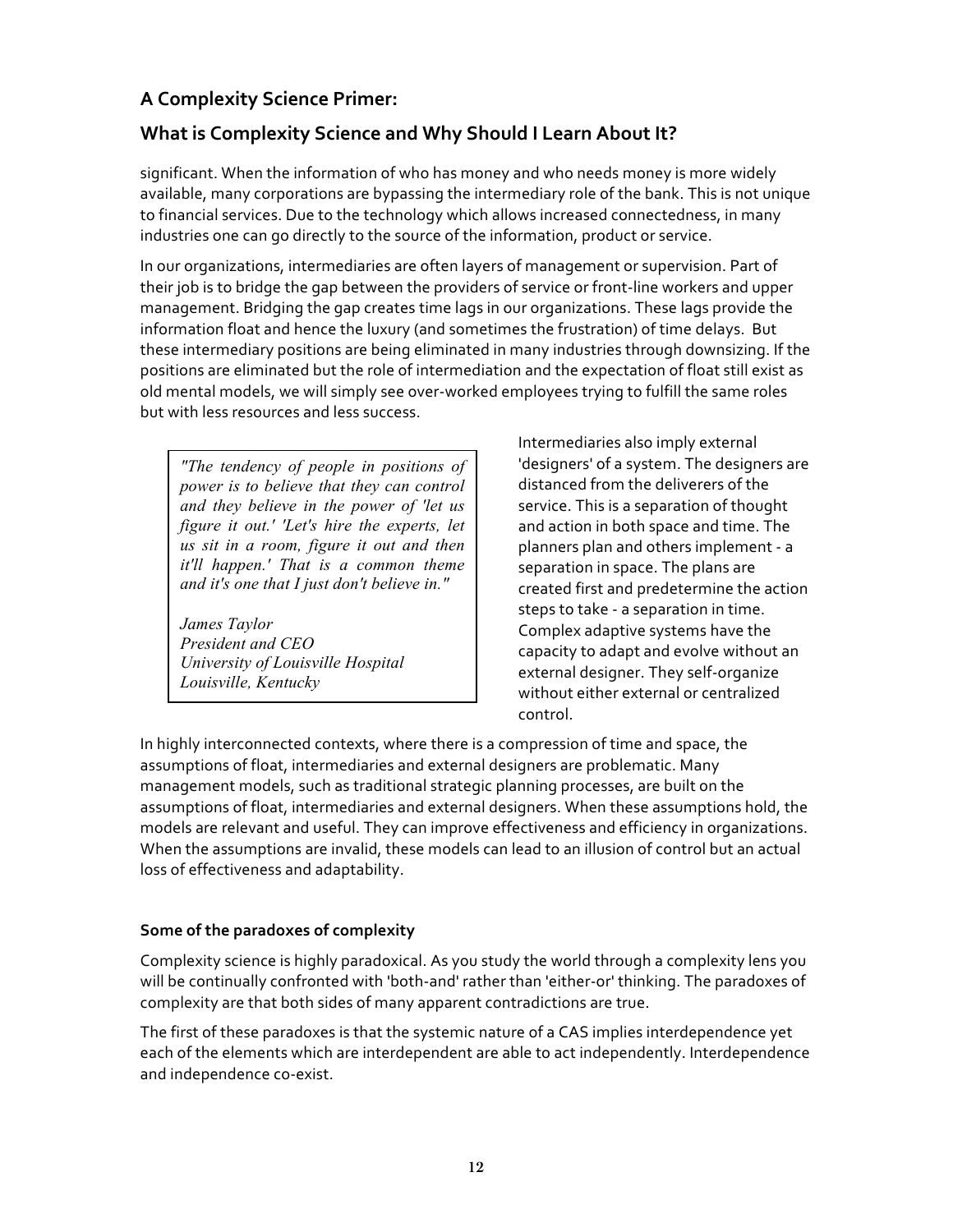significant. When the information of who has money and who needs money is more widely available, many corporations are bypassing the intermediary role of the bank. This is not unique to financial services. Due to the technology which allows increased connectedness, in many industries one can go directly to the source of the information, product or service.

In our organizations, intermediaries are often layers of management or supervision. Part of their job is to bridge the gap between the providers of service or front-line workers and upper management. Bridging the gap creates time lags in our organizations. These lags provide the information float and hence the luxury (and sometimes the frustration) of time delays. But these intermediary positions are being eliminated in many industries through downsizing. If the positions are eliminated but the role of intermediation and the expectation of float still exist as old mental models, we will simply see over-worked employees trying to fulfill the same roles but with less resources and less success.

> *"The tendency of people in positions of power is to believe that they can control and they believe in the power of 'let us figure it out.' 'Let's hire the experts, let us sit in a room, figure it out and then it'll happen.' That is a common theme and it's one that I just don't believe in."*
>
> *James Taylor*
> *President and CEO*
> *University of Louisville Hospital*
> *Louisville, Kentucky*

Intermediaries also imply external 'designers' of a system. The designers are distanced from the deliverers of the service. This is a separation of thought and action in both space and time. The planners plan and others implement - a separation in space. The plans are created first and predetermine the action steps to take - a separation in time. Complex adaptive systems have the capacity to adapt and evolve without an external designer. They self-organize without either external or centralized control.

In highly interconnected contexts, where there is a compression of time and space, the assumptions of float, intermediaries and external designers are problematic. Many management models, such as traditional strategic planning processes, are built on the assumptions of float, intermediaries and external designers. When these assumptions hold, the models are relevant and useful. They can improve effectiveness and efficiency in organizations. When the assumptions are invalid, these models can lead to an illusion of control but an actual loss of effectiveness and adaptability.

### Some of the paradoxes of complexity

Complexity science is highly paradoxical. As you study the world through a complexity lens you will be continually confronted with 'both-and' rather than 'either-or' thinking. The paradoxes of complexity are that both sides of many apparent contradictions are true.

The first of these paradoxes is that the systemic nature of a CAS implies interdependence yet each of the elements which are interdependent are able to act independently. Interdependence and independence co-exist.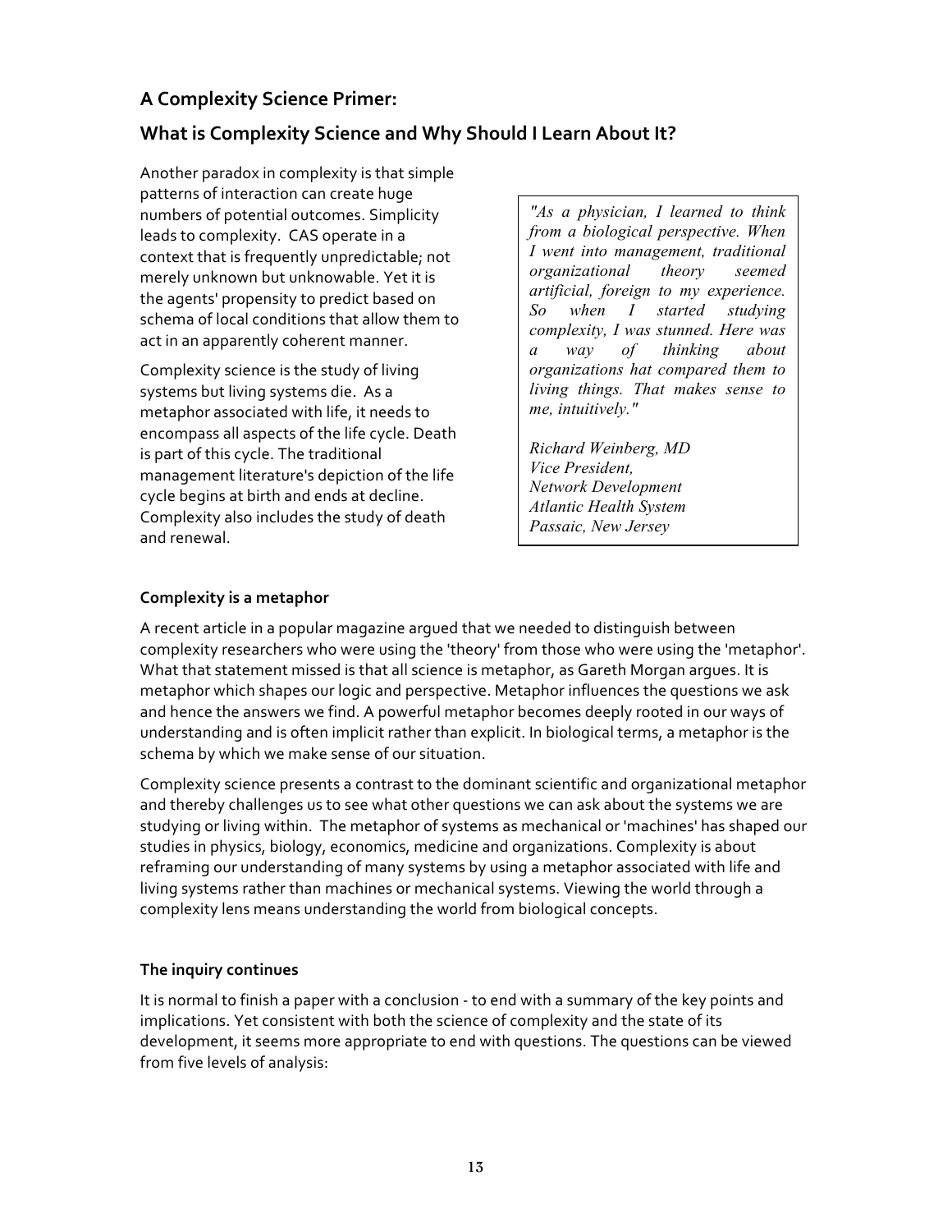## A Complexity Science Primer:

## What is Complexity Science and Why Should I Learn About It?

Another paradox in complexity is that simple patterns of interaction can create huge numbers of potential outcomes. Simplicity leads to complexity. CAS operate in a context that is frequently unpredictable; not merely unknown but unknowable. Yet it is the agents' propensity to predict based on schema of local conditions that allow them to act in an apparently coherent manner.

Complexity science is the study of living systems but living systems die. As a metaphor associated with life, it needs to encompass all aspects of the life cycle. Death is part of this cycle. The traditional management literature's depiction of the life cycle begins at birth and ends at decline. Complexity also includes the study of death and renewal.

> *"As a physician, I learned to think from a biological perspective. When I went into management, traditional organizational theory seemed artificial, foreign to my experience. So when I started studying complexity, I was stunned. Here was a way of thinking about organizations hat compared them to living things. That makes sense to me, intuitively."*
>
> *Richard Weinberg, MD*
> *Vice President,*
> *Network Development*
> *Atlantic Health System*
> *Passaic, New Jersey*

### Complexity is a metaphor

A recent article in a popular magazine argued that we needed to distinguish between complexity researchers who were using the 'theory' from those who were using the 'metaphor'. What that statement missed is that all science is metaphor, as Gareth Morgan argues. It is metaphor which shapes our logic and perspective. Metaphor influences the questions we ask and hence the answers we find. A powerful metaphor becomes deeply rooted in our ways of understanding and is often implicit rather than explicit. In biological terms, a metaphor is the schema by which we make sense of our situation.

Complexity science presents a contrast to the dominant scientific and organizational metaphor and thereby challenges us to see what other questions we can ask about the systems we are studying or living within. The metaphor of systems as mechanical or 'machines' has shaped our studies in physics, biology, economics, medicine and organizations. Complexity is about reframing our understanding of many systems by using a metaphor associated with life and living systems rather than machines or mechanical systems. Viewing the world through a complexity lens means understanding the world from biological concepts.

### The inquiry continues

It is normal to finish a paper with a conclusion - to end with a summary of the key points and implications. Yet consistent with both the science of complexity and the state of its development, it seems more appropriate to end with questions. The questions can be viewed from five levels of analysis: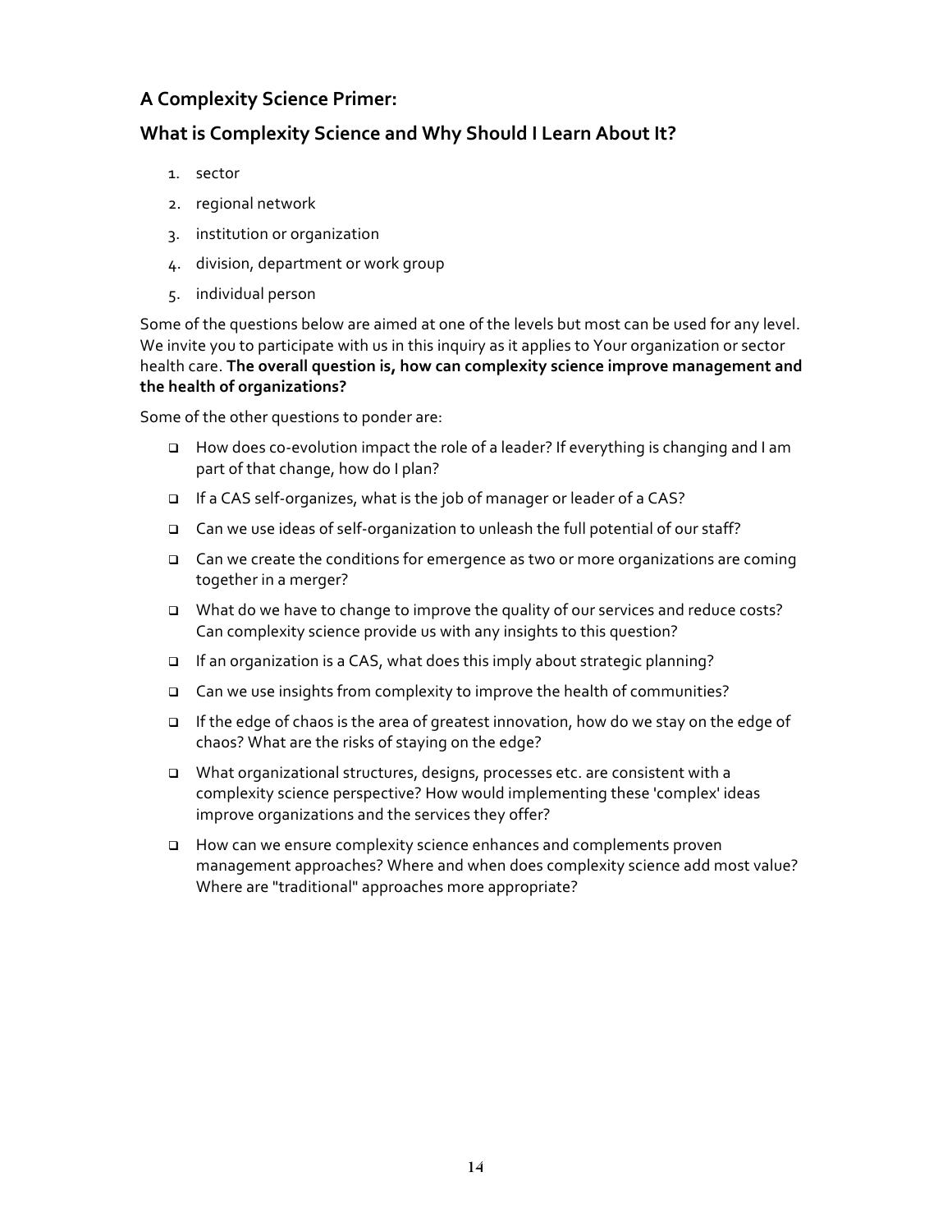## A Complexity Science Primer:

## What is Complexity Science and Why Should I Learn About It?

1. sector
2. regional network
3. institution or organization
4. division, department or work group
5. individual person

Some of the questions below are aimed at one of the levels but most can be used for any level. We invite you to participate with us in this inquiry as it applies to Your organization or sector health care. **The overall question is, how can complexity science improve management and the health of organizations?**

Some of the other questions to ponder are:

- How does co-evolution impact the role of a leader? If everything is changing and I am part of that change, how do I plan?
- If a CAS self-organizes, what is the job of manager or leader of a CAS?
- Can we use ideas of self-organization to unleash the full potential of our staff?
- Can we create the conditions for emergence as two or more organizations are coming together in a merger?
- What do we have to change to improve the quality of our services and reduce costs? Can complexity science provide us with any insights to this question?
- If an organization is a CAS, what does this imply about strategic planning?
- Can we use insights from complexity to improve the health of communities?
- If the edge of chaos is the area of greatest innovation, how do we stay on the edge of chaos? What are the risks of staying on the edge?
- What organizational structures, designs, processes etc. are consistent with a complexity science perspective? How would implementing these 'complex' ideas improve organizations and the services they offer?
- How can we ensure complexity science enhances and complements proven management approaches? Where and when does complexity science add most value? Where are "traditional" approaches more appropriate?